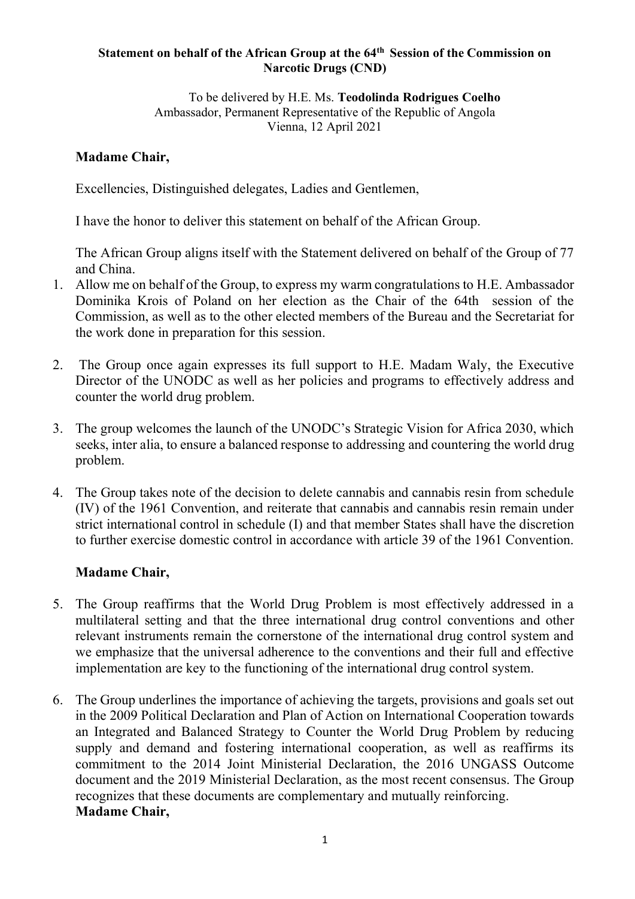**Statement on behalf of the African Group at the 64th Session of the Commission on Narcotic Drugs (CND)**

To be delivered by H.E. Ms. **Teodolinda Rodrigues Coelho**
Ambassador, Permanent Representative of the Republic of Angola
Vienna, 12 April 2021

**Madame Chair,**

Excellencies, Distinguished delegates, Ladies and Gentlemen,

I have the honor to deliver this statement on behalf of the African Group.

The African Group aligns itself with the Statement delivered on behalf of the Group of 77 and China.

1. Allow me on behalf of the Group, to express my warm congratulations to H.E. Ambassador Dominika Krois of Poland on her election as the Chair of the 64th session of the Commission, as well as to the other elected members of the Bureau and the Secretariat for the work done in preparation for this session.

2. The Group once again expresses its full support to H.E. Madam Waly, the Executive Director of the UNODC as well as her policies and programs to effectively address and counter the world drug problem.

3. The group welcomes the launch of the UNODC's Strategic Vision for Africa 2030, which seeks, inter alia, to ensure a balanced response to addressing and countering the world drug problem.

4. The Group takes note of the decision to delete cannabis and cannabis resin from schedule (IV) of the 1961 Convention, and reiterate that cannabis and cannabis resin remain under strict international control in schedule (I) and that member States shall have the discretion to further exercise domestic control in accordance with article 39 of the 1961 Convention.

**Madame Chair,**

5. The Group reaffirms that the World Drug Problem is most effectively addressed in a multilateral setting and that the three international drug control conventions and other relevant instruments remain the cornerstone of the international drug control system and we emphasize that the universal adherence to the conventions and their full and effective implementation are key to the functioning of the international drug control system.

6. The Group underlines the importance of achieving the targets, provisions and goals set out in the 2009 Political Declaration and Plan of Action on International Cooperation towards an Integrated and Balanced Strategy to Counter the World Drug Problem by reducing supply and demand and fostering international cooperation, as well as reaffirms its commitment to the 2014 Joint Ministerial Declaration, the 2016 UNGASS Outcome document and the 2019 Ministerial Declaration, as the most recent consensus. The Group recognizes that these documents are complementary and mutually reinforcing.

**Madame Chair,**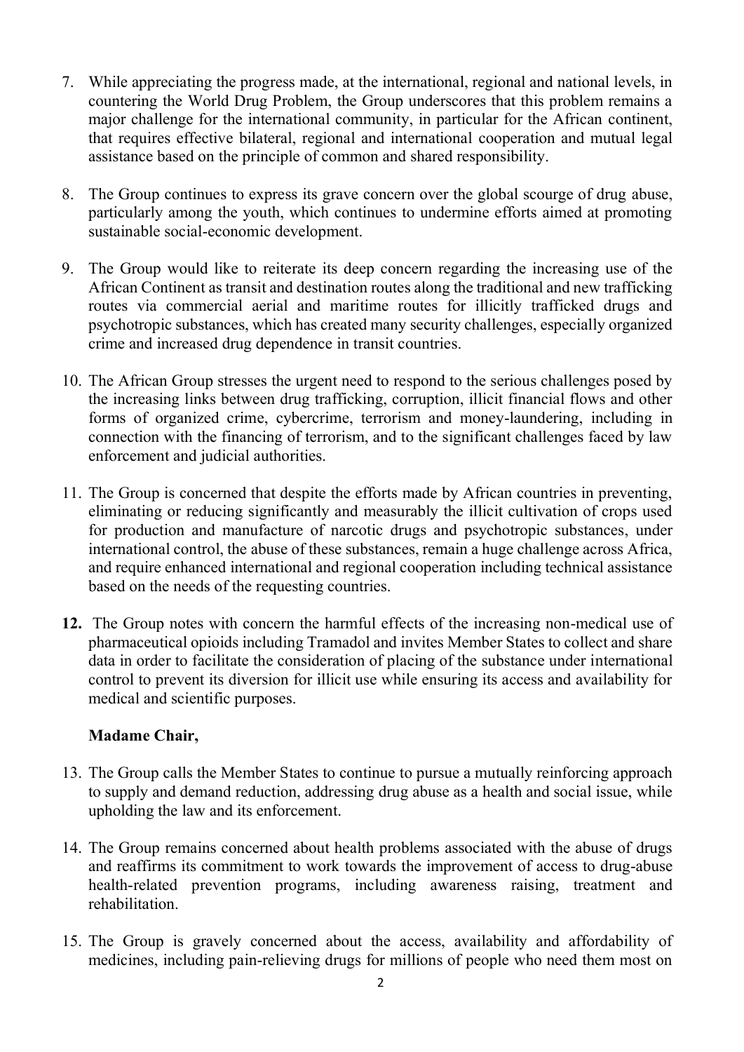7. While appreciating the progress made, at the international, regional and national levels, in countering the World Drug Problem, the Group underscores that this problem remains a major challenge for the international community, in particular for the African continent, that requires effective bilateral, regional and international cooperation and mutual legal assistance based on the principle of common and shared responsibility.

8. The Group continues to express its grave concern over the global scourge of drug abuse, particularly among the youth, which continues to undermine efforts aimed at promoting sustainable social-economic development.

9. The Group would like to reiterate its deep concern regarding the increasing use of the African Continent as transit and destination routes along the traditional and new trafficking routes via commercial aerial and maritime routes for illicitly trafficked drugs and psychotropic substances, which has created many security challenges, especially organized crime and increased drug dependence in transit countries.

10. The African Group stresses the urgent need to respond to the serious challenges posed by the increasing links between drug trafficking, corruption, illicit financial flows and other forms of organized crime, cybercrime, terrorism and money-laundering, including in connection with the financing of terrorism, and to the significant challenges faced by law enforcement and judicial authorities.

11. The Group is concerned that despite the efforts made by African countries in preventing, eliminating or reducing significantly and measurably the illicit cultivation of crops used for production and manufacture of narcotic drugs and psychotropic substances, under international control, the abuse of these substances, remain a huge challenge across Africa, and require enhanced international and regional cooperation including technical assistance based on the needs of the requesting countries.

**12.** The Group notes with concern the harmful effects of the increasing non-medical use of pharmaceutical opioids including Tramadol and invites Member States to collect and share data in order to facilitate the consideration of placing of the substance under international control to prevent its diversion for illicit use while ensuring its access and availability for medical and scientific purposes.

**Madame Chair,**

13. The Group calls the Member States to continue to pursue a mutually reinforcing approach to supply and demand reduction, addressing drug abuse as a health and social issue, while upholding the law and its enforcement.

14. The Group remains concerned about health problems associated with the abuse of drugs and reaffirms its commitment to work towards the improvement of access to drug-abuse health-related prevention programs, including awareness raising, treatment and rehabilitation.

15. The Group is gravely concerned about the access, availability and affordability of medicines, including pain-relieving drugs for millions of people who need them most on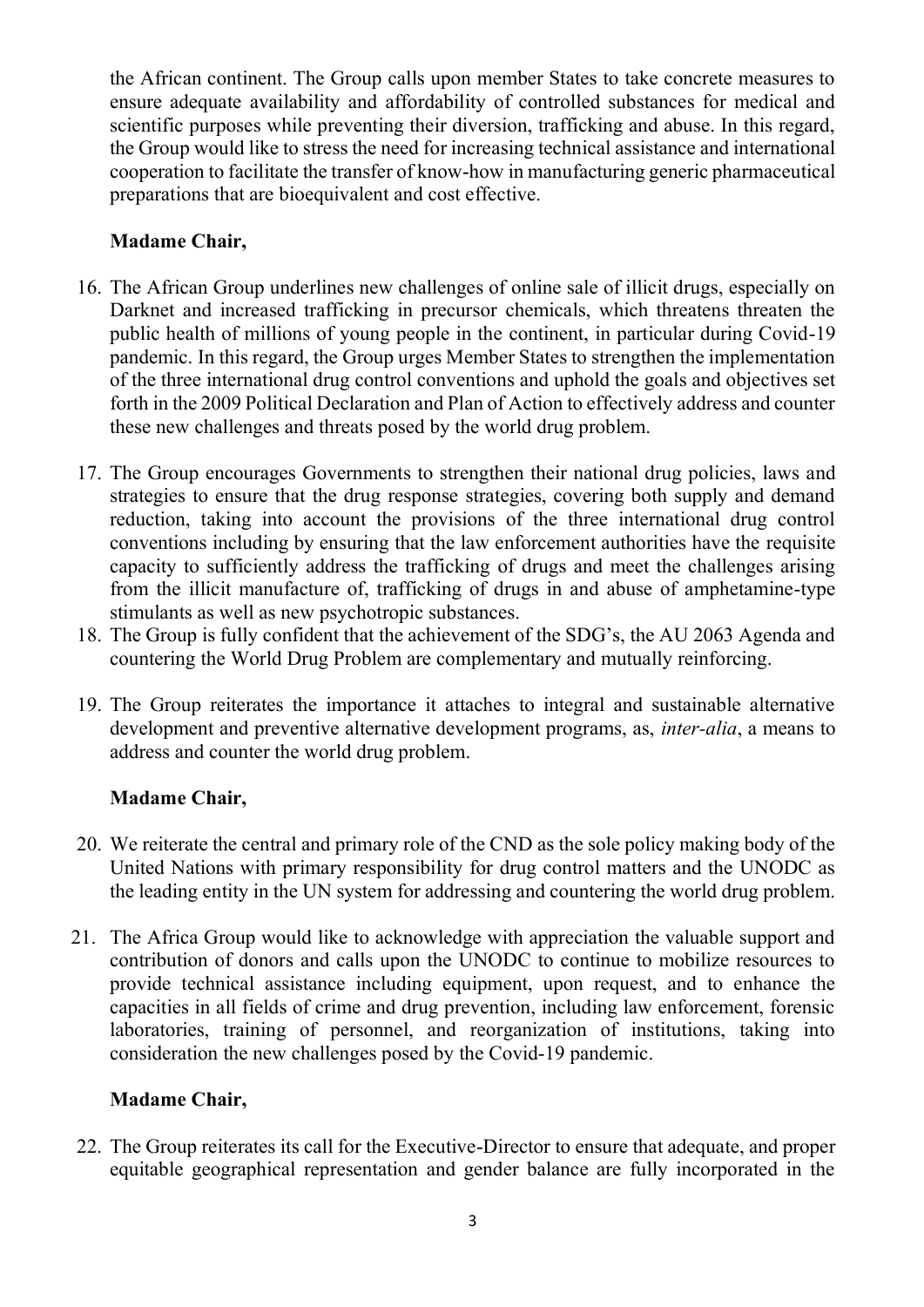the African continent. The Group calls upon member States to take concrete measures to ensure adequate availability and affordability of controlled substances for medical and scientific purposes while preventing their diversion, trafficking and abuse. In this regard, the Group would like to stress the need for increasing technical assistance and international cooperation to facilitate the transfer of know-how in manufacturing generic pharmaceutical preparations that are bioequivalent and cost effective.

**Madame Chair,**

16. The African Group underlines new challenges of online sale of illicit drugs, especially on Darknet and increased trafficking in precursor chemicals, which threatens threaten the public health of millions of young people in the continent, in particular during Covid-19 pandemic. In this regard, the Group urges Member States to strengthen the implementation of the three international drug control conventions and uphold the goals and objectives set forth in the 2009 Political Declaration and Plan of Action to effectively address and counter these new challenges and threats posed by the world drug problem.

17. The Group encourages Governments to strengthen their national drug policies, laws and strategies to ensure that the drug response strategies, covering both supply and demand reduction, taking into account the provisions of the three international drug control conventions including by ensuring that the law enforcement authorities have the requisite capacity to sufficiently address the trafficking of drugs and meet the challenges arising from the illicit manufacture of, trafficking of drugs in and abuse of amphetamine-type stimulants as well as new psychotropic substances.
18. The Group is fully confident that the achievement of the SDG's, the AU 2063 Agenda and countering the World Drug Problem are complementary and mutually reinforcing.

19. The Group reiterates the importance it attaches to integral and sustainable alternative development and preventive alternative development programs, as, *inter-alia*, a means to address and counter the world drug problem.

**Madame Chair,**

20. We reiterate the central and primary role of the CND as the sole policy making body of the United Nations with primary responsibility for drug control matters and the UNODC as the leading entity in the UN system for addressing and countering the world drug problem.

21. The Africa Group would like to acknowledge with appreciation the valuable support and contribution of donors and calls upon the UNODC to continue to mobilize resources to provide technical assistance including equipment, upon request, and to enhance the capacities in all fields of crime and drug prevention, including law enforcement, forensic laboratories, training of personnel, and reorganization of institutions, taking into consideration the new challenges posed by the Covid-19 pandemic.

**Madame Chair,**

22. The Group reiterates its call for the Executive-Director to ensure that adequate, and proper equitable geographical representation and gender balance are fully incorporated in the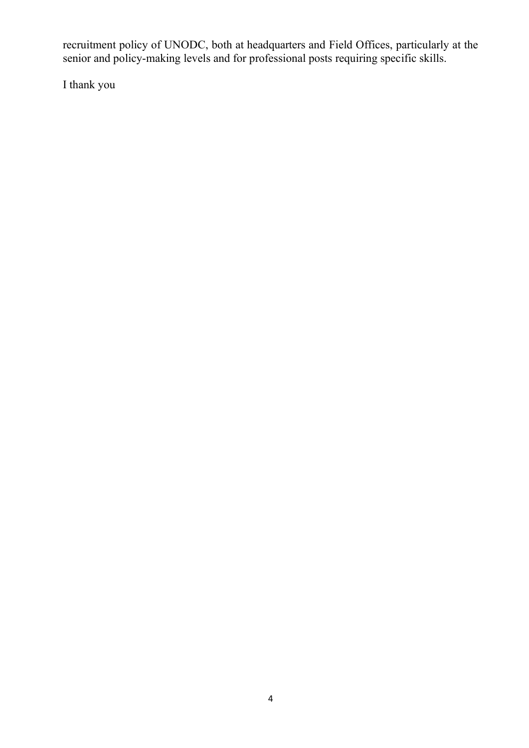recruitment policy of UNODC, both at headquarters and Field Offices, particularly at the senior and policy-making levels and for professional posts requiring specific skills.

I thank you